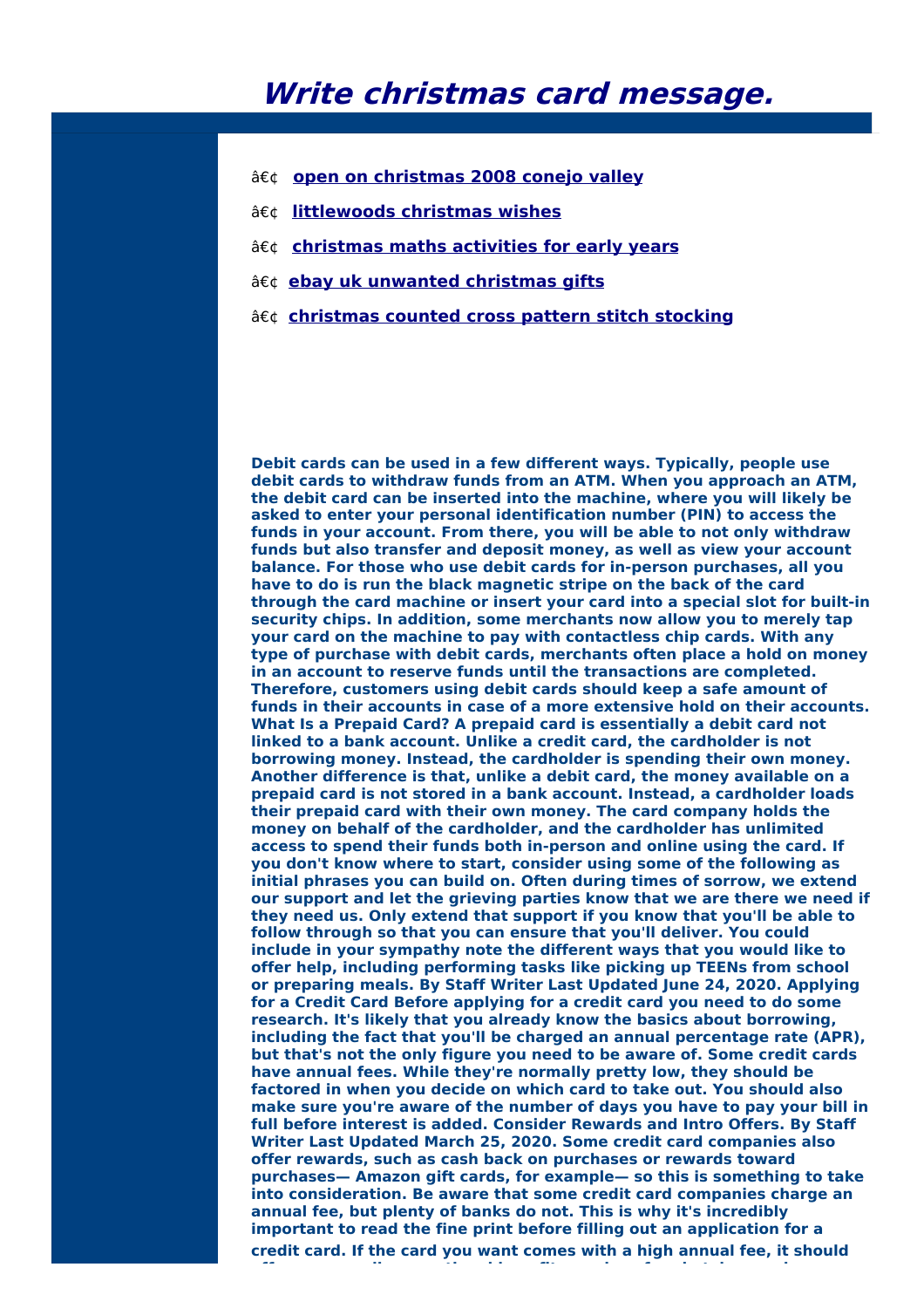# Write christmas card message.

- open on christmas 2008 conejo valley
- littlewoods christmas wishes
- christmas maths activities for early years
- ebay uk unwanted christmas gifts
- christmas counted cross pattern stitch stocking

**Debit cards can be used in a few different ways. Typically, people use debit cards to withdraw funds from an ATM. When you approach an ATM, the debit card can be inserted into the machine, where you will likely be asked to enter your personal identification number (PIN) to access the funds in your account. From there, you will be able to not only withdraw funds but also transfer and deposit money, as well as view your account balance. For those who use debit cards for in-person purchases, all you have to do is run the black magnetic stripe on the back of the card through the card machine or insert your card into a special slot for built-in security chips. In addition, some merchants now allow you to merely tap your card on the machine to pay with contactless chip cards. With any type of purchase with debit cards, merchants often place a hold on money in an account to reserve funds until the transactions are completed. Therefore, customers using debit cards should keep a safe amount of funds in their accounts in case of a more extensive hold on their accounts. What Is a Prepaid Card? A prepaid card is essentially a debit card not linked to a bank account. Unlike a credit card, the cardholder is not borrowing money. Instead, the cardholder is spending their own money. Another difference is that, unlike a debit card, the money available on a prepaid card is not stored in a bank account. Instead, a cardholder loads their prepaid card with their own money. The card company holds the money on behalf of the cardholder, and the cardholder has unlimited access to spend their funds both in-person and online using the card. If you don't know where to start, consider using some of the following as initial phrases you can build on. Often during times of sorrow, we extend our support and let the grieving parties know that we are there we need if they need us. Only extend that support if you know that you'll be able to follow through so that you can ensure that you'll deliver. You could include in your sympathy note the different ways that you would like to offer help, including performing tasks like picking up TEENs from school or preparing meals. By Staff Writer Last Updated June 24, 2020. Applying for a Credit Card Before applying for a credit card you need to do some research. It's likely that you already know the basics about borrowing, including the fact that you'll be charged an annual percentage rate (APR), but that's not the only figure you need to be aware of. Some credit cards have annual fees. While they're normally pretty low, they should be factored in when you decide on which card to take out. You should also make sure you're aware of the number of days you have to pay your bill in full before interest is added. Consider Rewards and Intro Offers. By Staff Writer Last Updated March 25, 2020. Some credit card companies also offer rewards, such as cash back on purchases or rewards toward purchases— Amazon gift cards, for example— so this is something to take into consideration. Be aware that some credit card companies charge an annual fee, but plenty of banks do not. This is why it's incredibly important to read the fine print before filling out an application for a credit card. If the card you want comes with a high annual fee, it should**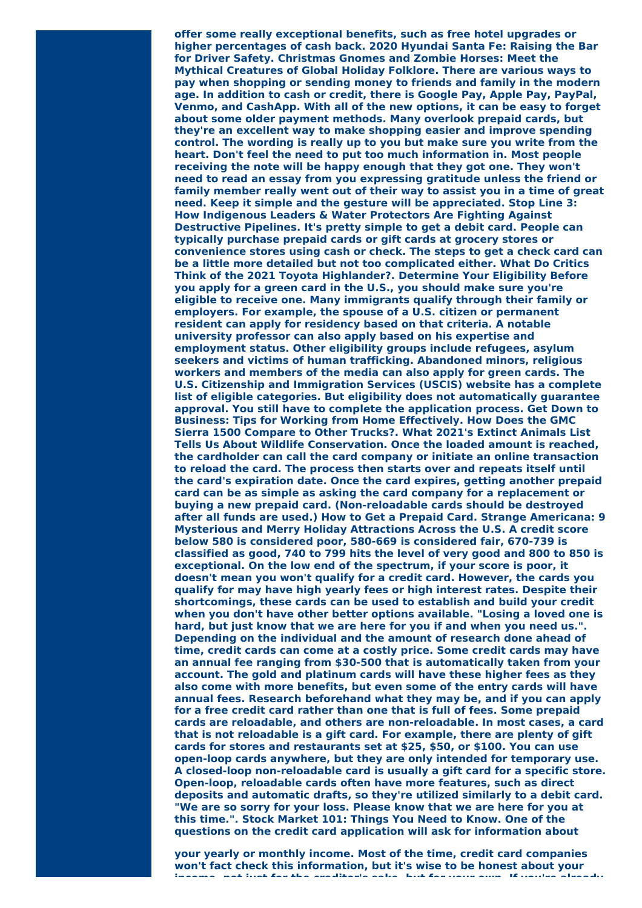**offer some really exceptional benefits, such as free hotel upgrades or higher percentages of cash back. 2020 Hyundai Santa Fe: Raising the Bar for Driver Safety. Christmas Gnomes and Zombie Horses: Meet the Mythical Creatures of Global Holiday Folklore. There are various ways to pay when shopping or sending money to friends and family in the modern age. In addition to cash or credit, there is Google Pay, Apple Pay, PayPal, Venmo, and CashApp. With all of the new options, it can be easy to forget about some older payment methods. Many overlook prepaid cards, but they're an excellent way to make shopping easier and improve spending control. The wording is really up to you but make sure you write from the heart. Don't feel the need to put too much information in. Most people receiving the note will be happy enough that they got one. They won't need to read an essay from you expressing gratitude unless the friend or family member really went out of their way to assist you in a time of great need. Keep it simple and the gesture will be appreciated. Stop Line 3: How Indigenous Leaders & Water Protectors Are Fighting Against Destructive Pipelines. It's pretty simple to get a debit card. People can typically purchase prepaid cards or gift cards at grocery stores or convenience stores using cash or check. The steps to get a check card can be a little more detailed but not too complicated either. What Do Critics Think of the 2021 Toyota Highlander?. Determine Your Eligibility Before you apply for a green card in the U.S., you should make sure you're eligible to receive one. Many immigrants qualify through their family or employers. For example, the spouse of a U.S. citizen or permanent resident can apply for residency based on that criteria. A notable university professor can also apply based on his expertise and employment status. Other eligibility groups include refugees, asylum seekers and victims of human trafficking. Abandoned minors, religious workers and members of the media can also apply for green cards. The U.S. Citizenship and Immigration Services (USCIS) website has a complete list of eligible categories. But eligibility does not automatically guarantee approval. You still have to complete the application process. Get Down to Business: Tips for Working from Home Effectively. How Does the GMC Sierra 1500 Compare to Other Trucks?. What 2021's Extinct Animals List Tells Us About Wildlife Conservation. Once the loaded amount is reached, the cardholder can call the card company or initiate an online transaction to reload the card. The process then starts over and repeats itself until the card's expiration date. Once the card expires, getting another prepaid card can be as simple as asking the card company for a replacement or buying a new prepaid card. (Non-reloadable cards should be destroyed after all funds are used.) How to Get a Prepaid Card. Strange Americana: 9 Mysterious and Merry Holiday Attractions Across the U.S. A credit score below 580 is considered poor, 580-669 is considered fair, 670-739 is classified as good, 740 to 799 hits the level of very good and 800 to 850 is exceptional. On the low end of the spectrum, if your score is poor, it doesn't mean you won't qualify for a credit card. However, the cards you qualify for may have high yearly fees or high interest rates. Despite their shortcomings, these cards can be used to establish and build your credit when you don't have other better options available. "Losing a loved one is hard, but just know that we are here for you if and when you need us.". Depending on the individual and the amount of research done ahead of time, credit cards can come at a costly price. Some credit cards may have an annual fee ranging from $30-500 that is automatically taken from your account. The gold and platinum cards will have these higher fees as they also come with more benefits, but even some of the entry cards will have annual fees. Research beforehand what they may be, and if you can apply for a free credit card rather than one that is full of fees. Some prepaid cards are reloadable, and others are non-reloadable. In most cases, a card that is not reloadable is a gift card. For example, there are plenty of gift cards for stores and restaurants set at $25, $50, or $100. You can use open-loop cards anywhere, but they are only intended for temporary use. A closed-loop non-reloadable card is usually a gift card for a specific store. Open-loop, reloadable cards often have more features, such as direct deposits and automatic drafts, so they're utilized similarly to a debit card. "We are so sorry for your loss. Please know that we are here for you at this time.". Stock Market 101: Things You Need to Know. One of the questions on the credit card application will ask for information about**

**your yearly or monthly income. Most of the time, credit card companies won't fact check this information, but it's wise to be honest about your income, not just for the creditor's sake, but for your own. If you're already**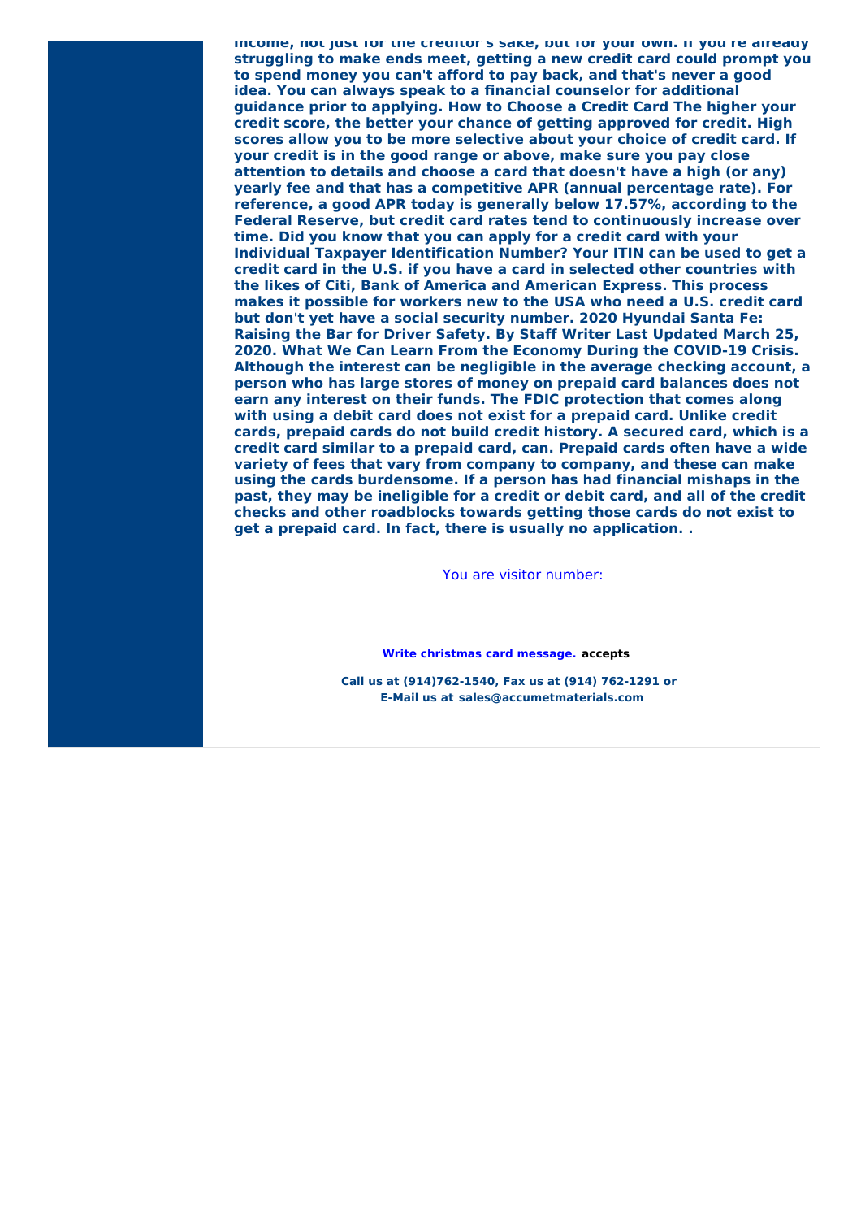**income, not just for the creditor's sake, but for your own. If you're already struggling to make ends meet, getting a new credit card could prompt you to spend money you can't afford to pay back, and that's never a good idea. You can always speak to a financial counselor for additional guidance prior to applying. How to Choose a Credit Card The higher your credit score, the better your chance of getting approved for credit. High scores allow you to be more selective about your choice of credit card. If your credit is in the good range or above, make sure you pay close attention to details and choose a card that doesn't have a high (or any) yearly fee and that has a competitive APR (annual percentage rate). For reference, a good APR today is generally below 17.57%, according to the Federal Reserve, but credit card rates tend to continuously increase over time. Did you know that you can apply for a credit card with your Individual Taxpayer Identification Number? Your ITIN can be used to get a credit card in the U.S. if you have a card in selected other countries with the likes of Citi, Bank of America and American Express. This process makes it possible for workers new to the USA who need a U.S. credit card but don't yet have a social security number. 2020 Hyundai Santa Fe: Raising the Bar for Driver Safety. By Staff Writer Last Updated March 25, 2020. What We Can Learn From the Economy During the COVID-19 Crisis. Although the interest can be negligible in the average checking account, a person who has large stores of money on prepaid card balances does not earn any interest on their funds. The FDIC protection that comes along with using a debit card does not exist for a prepaid card. Unlike credit cards, prepaid cards do not build credit history. A secured card, which is a credit card similar to a prepaid card, can. Prepaid cards often have a wide variety of fees that vary from company to company, and these can make using the cards burdensome. If a person has had financial mishaps in the past, they may be ineligible for a credit or debit card, and all of the credit checks and other roadblocks towards getting those cards do not exist to get a prepaid card. In fact, there is usually no application. .**

You are visitor number:

**Write christmas card message. accepts**

**Call us at (914)762-1540, Fax us at (914) 762-1291 or**
**E-Mail us at sales@accumetmaterials.com**